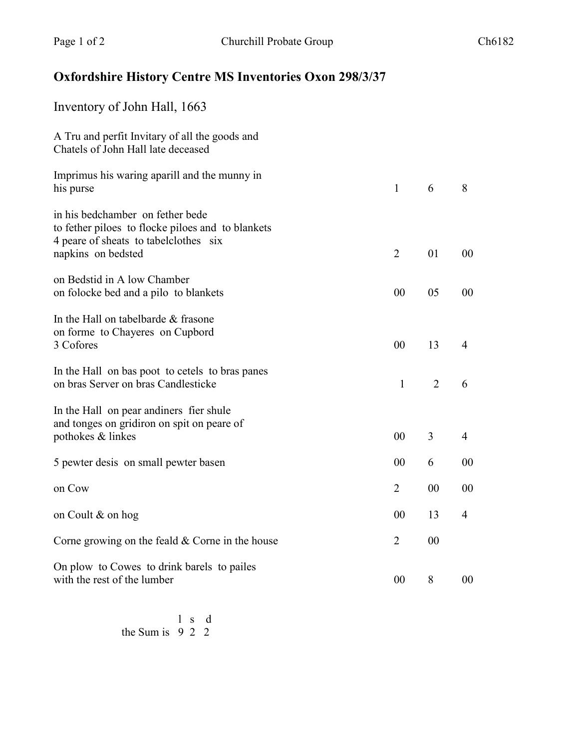# Oxfordshire History Centre MS Inventories Oxon 298/3/37

## Inventory of John Hall, 1663

A Tru and perfit Invitary of all the goods and Chatels of John Hall late deceased

| | | | |
|---|---|---|---|
| Imprimus his waring aparill and the munny in his purse | 1 | 6 | 8 |
| in his bedchamber on fether bede to fether piloes to flocke piloes and to blankets 4 peare of sheats to tabelclothes six napkins on bedsted | 2 | 01 | 00 |
| on Bedstid in A low Chamber on folocke bed and a pilo to blankets | 00 | 05 | 00 |
| In the Hall on tabelbarde & frasone on forme to Chayeres on Cupbord 3 Cofores | 00 | 13 | 4 |
| In the Hall on bas poot to cetels to bras panes on bras Server on bras Candlesticke | 1 | 2 | 6 |
| In the Hall on pear andiners fier shule and tonges on gridiron on spit on peare of pothokes & linkes | 00 | 3 | 4 |
| 5 pewter desis on small pewter basen | 00 | 6 | 00 |
| on Cow | 2 | 00 | 00 |
| on Coult & on hog | 00 | 13 | 4 |
| Corne growing on the feald & Corne in the house | 2 | 00 | |
| On plow to Cowes to drink barels to pailes with the rest of the lumber | 00 | 8 | 00 |

| | l | s | d |
|---|---|---|---|
| the Sum is | 9 | 2 | 2 |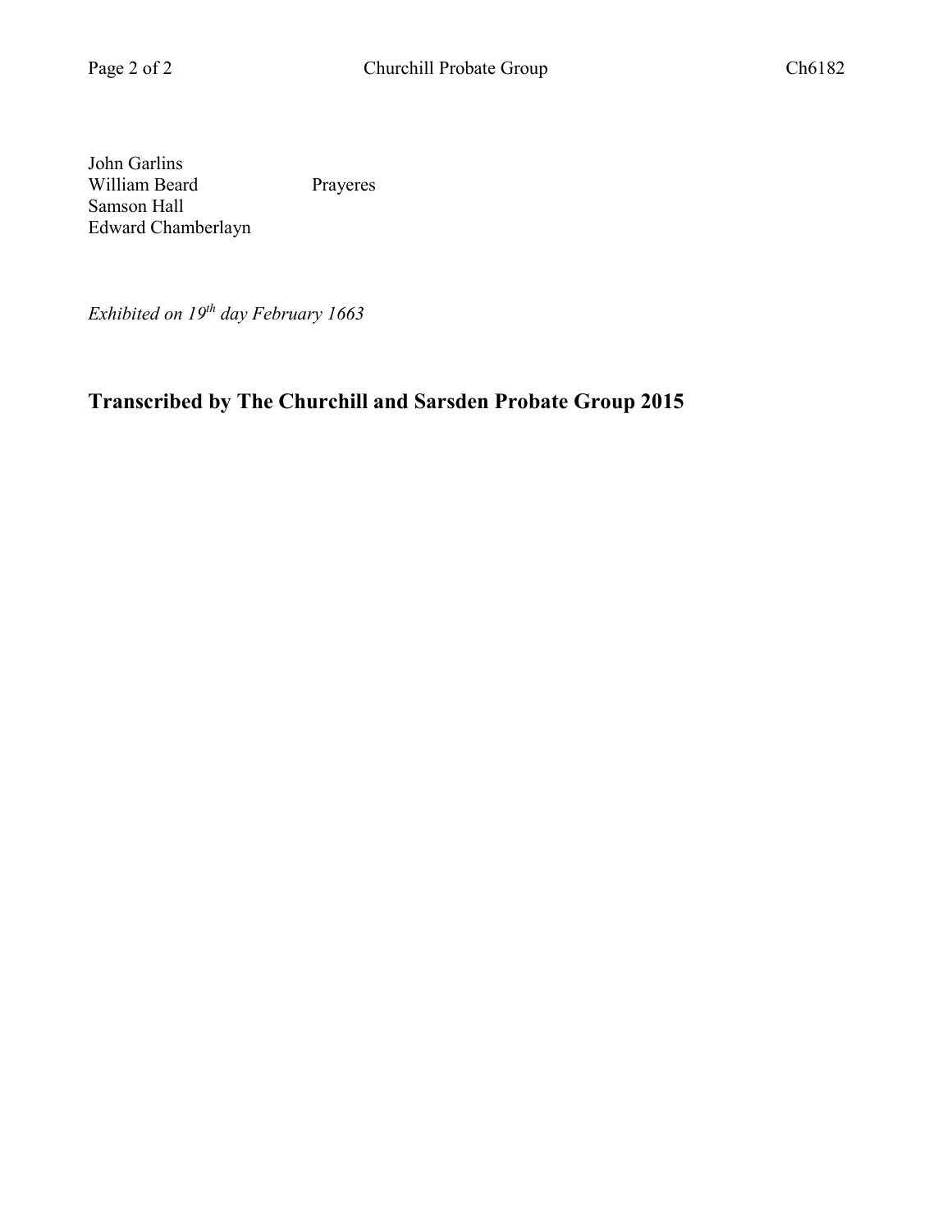John Garlins  
William Beard Prayeres  
Samson Hall  
Edward Chamberlayn

*Exhibited on 19th day February 1663*

**Transcribed by The Churchill and Sarsden Probate Group 2015**